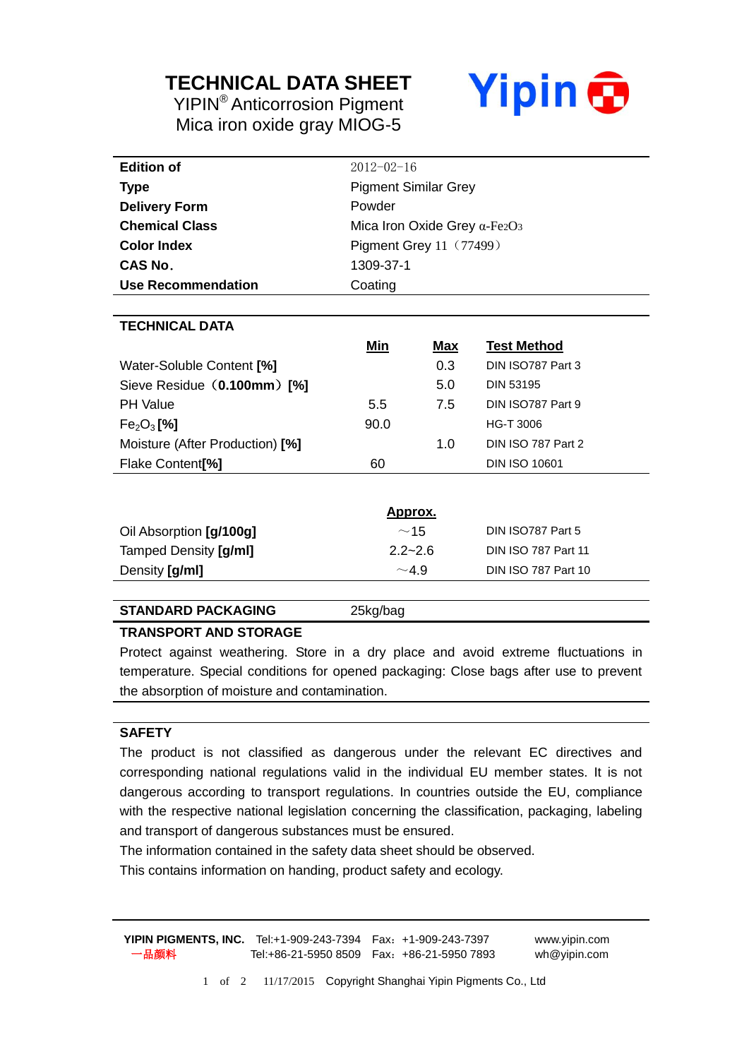# TECHNICAL DATA SHEET

YIPIN® Anticorrosion Pigment

Mica iron oxide gray MIOG-5

Yipin

| | |
|---|---|
| **Edition of** | 2012-02-16 |
| **Type** | Pigment Similar Grey |
| **Delivery Form** | Powder |
| **Chemical Class** | Mica Iron Oxide Grey α-$Fe_2O_3$ |
| **Color Index** | Pigment Grey 11（77499） |
| **CAS No.** | 1309-37-1 |
| **Use Recommendation** | Coating |

## TECHNICAL DATA

| | Min | Max | Test Method |
|---|---|---|---|
| Water-Soluble Content **[%]** | | 0.3 | DIN ISO787 Part 3 |
| Sieve Residue（**0.100mm**）**[%]** | | 5.0 | DIN 53195 |
| PH Value | 5.5 | 7.5 | DIN ISO787 Part 9 |
| $Fe_2O_3$ **[%]** | 90.0 | | HG-T 3006 |
| Moisture (After Production) **[%]** | | 1.0 | DIN ISO 787 Part 2 |
| Flake Content**[%]** | 60 | | DIN ISO 10601 |

| | Approx. | |
|---|---|---|
| Oil Absorption **[g/100g]** | ～15 | DIN ISO787 Part 5 |
| Tamped Density **[g/ml]** | 2.2~2.6 | DIN ISO 787 Part 11 |
| Density **[g/ml]** | ～4.9 | DIN ISO 787 Part 10 |

**STANDARD PACKAGING** 25kg/bag

## TRANSPORT AND STORAGE

Protect against weathering. Store in a dry place and avoid extreme fluctuations in temperature. Special conditions for opened packaging: Close bags after use to prevent the absorption of moisture and contamination.

## SAFETY

The product is not classified as dangerous under the relevant EC directives and corresponding national regulations valid in the individual EU member states. It is not dangerous according to transport regulations. In countries outside the EU, compliance with the respective national legislation concerning the classification, packaging, labeling and transport of dangerous substances must be ensured.

The information contained in the safety data sheet should be observed.

This contains information on handing, product safety and ecology.

**YIPIN PIGMENTS, INC.** Tel:+1-909-243-7394 Fax：+1-909-243-7397 www.yipin.com

一品颜料 Tel:+86-21-5950 8509 Fax：+86-21-5950 7893 wh@yipin.com

11/17/2015 Copyright Shanghai Yipin Pigments Co., Ltd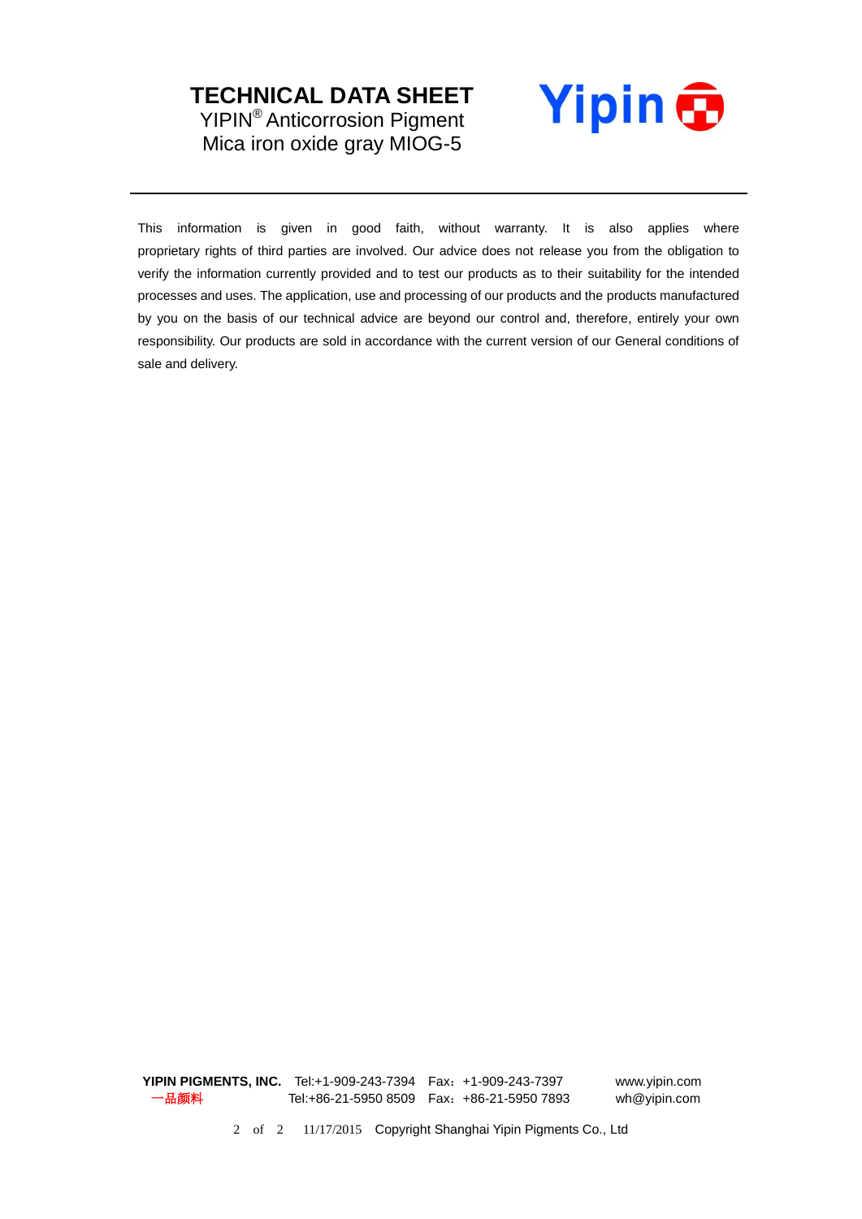# TECHNICAL DATA SHEET

YIPIN® Anticorrosion Pigment
Mica iron oxide gray MIOG-5

This information is given in good faith, without warranty. It is also applies where proprietary rights of third parties are involved. Our advice does not release you from the obligation to verify the information currently provided and to test our products as to their suitability for the intended processes and uses. The application, use and processing of our products and the products manufactured by you on the basis of our technical advice are beyond our control and, therefore, entirely your own responsibility. Our products are sold in accordance with the current version of our General conditions of sale and delivery.

**YIPIN PIGMENTS, INC.** Tel:+1-909-243-7394 Fax：+1-909-243-7397 www.yipin.com
一品颜料 Tel:+86-21-5950 8509 Fax：+86-21-5950 7893 wh@yipin.com

11/17/2015 Copyright Shanghai Yipin Pigments Co., Ltd